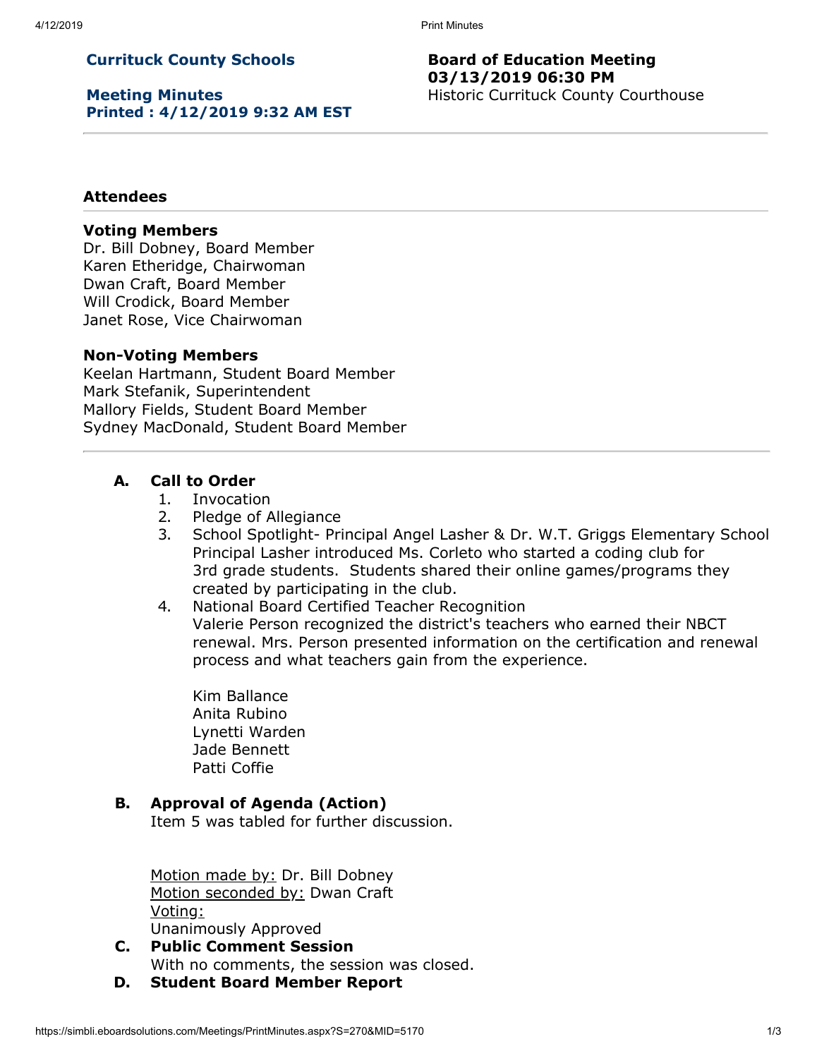**Currituck County Schools**

**Meeting Minutes**
**Printed : 4/12/2019 9:32 AM EST**

**Board of Education Meeting**
**03/13/2019 06:30 PM**
Historic Currituck County Courthouse

---

## Attendees

### Voting Members

Dr. Bill Dobney, Board Member
Karen Etheridge, Chairwoman
Dwan Craft, Board Member
Will Crodick, Board Member
Janet Rose, Vice Chairwoman

### Non-Voting Members

Keelan Hartmann, Student Board Member
Mark Stefanik, Superintendent
Mallory Fields, Student Board Member
Sydney MacDonald, Student Board Member

---

**A. Call to Order**

1. Invocation
2. Pledge of Allegiance
3. School Spotlight- Principal Angel Lasher & Dr. W.T. Griggs Elementary School
   Principal Lasher introduced Ms. Corleto who started a coding club for 3rd grade students. Students shared their online games/programs they created by participating in the club.
4. National Board Certified Teacher Recognition
   Valerie Person recognized the district's teachers who earned their NBCT renewal. Mrs. Person presented information on the certification and renewal process and what teachers gain from the experience.

   Kim Ballance
   Anita Rubino
   Lynetti Warden
   Jade Bennett
   Patti Coffie

**B. Approval of Agenda (Action)**

Item 5 was tabled for further discussion.

Motion made by: Dr. Bill Dobney
Motion seconded by: Dwan Craft
Voting:
Unanimously Approved

**C. Public Comment Session**

With no comments, the session was closed.

**D. Student Board Member Report**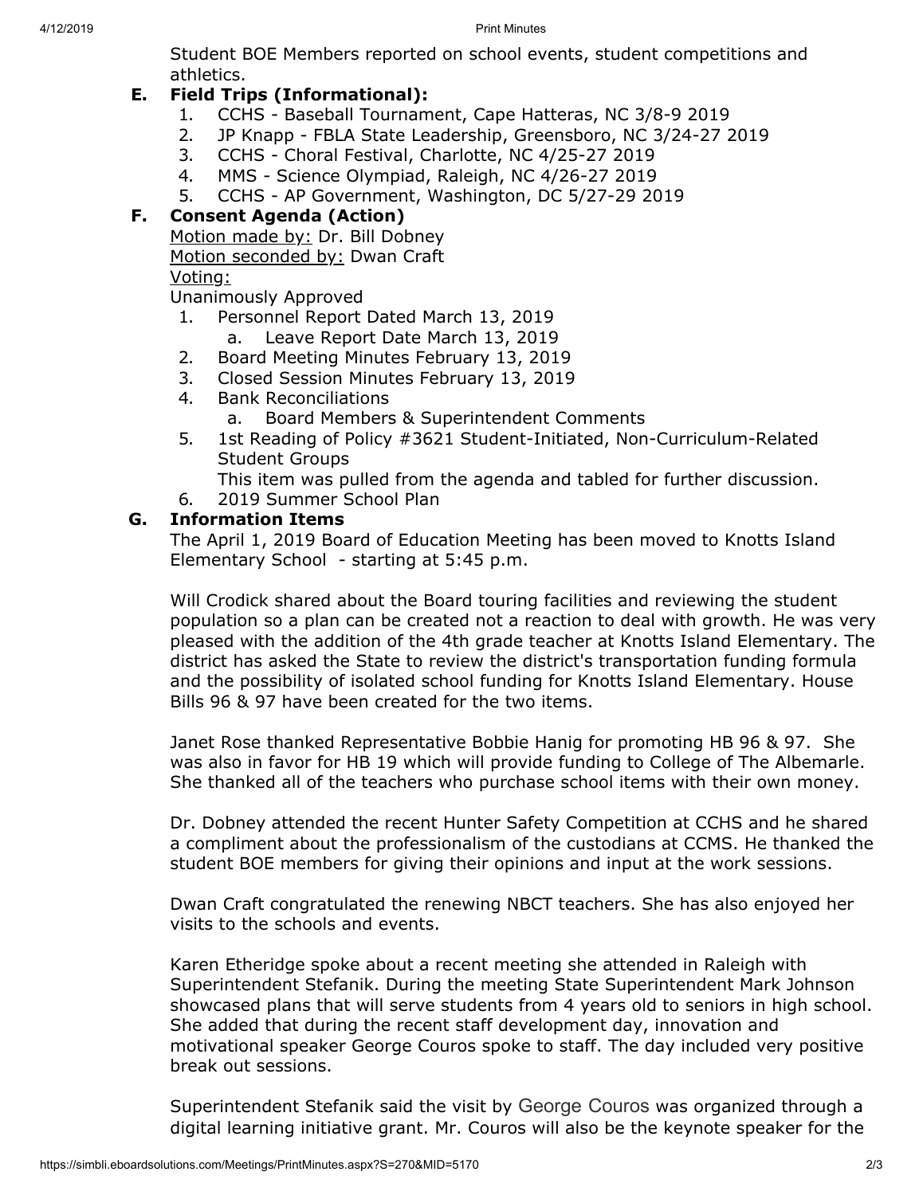Student BOE Members reported on school events, student competitions and athletics.

### E. Field Trips (Informational):

1. CCHS - Baseball Tournament, Cape Hatteras, NC 3/8-9 2019
2. JP Knapp - FBLA State Leadership, Greensboro, NC 3/24-27 2019
3. CCHS - Choral Festival, Charlotte, NC 4/25-27 2019
4. MMS - Science Olympiad, Raleigh, NC 4/26-27 2019
5. CCHS - AP Government, Washington, DC 5/27-29 2019

### F. Consent Agenda (Action)

Motion made by: Dr. Bill Dobney
Motion seconded by: Dwan Craft
Voting:
Unanimously Approved

1. Personnel Report Dated March 13, 2019
   a. Leave Report Date March 13, 2019
2. Board Meeting Minutes February 13, 2019
3. Closed Session Minutes February 13, 2019
4. Bank Reconciliations
   a. Board Members & Superintendent Comments
5. 1st Reading of Policy #3621 Student-Initiated, Non-Curriculum-Related Student Groups
   This item was pulled from the agenda and tabled for further discussion.
6. 2019 Summer School Plan

### G. Information Items

The April 1, 2019 Board of Education Meeting has been moved to Knotts Island Elementary School - starting at 5:45 p.m.

Will Crodick shared about the Board touring facilities and reviewing the student population so a plan can be created not a reaction to deal with growth. He was very pleased with the addition of the 4th grade teacher at Knotts Island Elementary. The district has asked the State to review the district's transportation funding formula and the possibility of isolated school funding for Knotts Island Elementary. House Bills 96 & 97 have been created for the two items.

Janet Rose thanked Representative Bobbie Hanig for promoting HB 96 & 97. She was also in favor for HB 19 which will provide funding to College of The Albemarle. She thanked all of the teachers who purchase school items with their own money.

Dr. Dobney attended the recent Hunter Safety Competition at CCHS and he shared a compliment about the professionalism of the custodians at CCMS. He thanked the student BOE members for giving their opinions and input at the work sessions.

Dwan Craft congratulated the renewing NBCT teachers. She has also enjoyed her visits to the schools and events.

Karen Etheridge spoke about a recent meeting she attended in Raleigh with Superintendent Stefanik. During the meeting State Superintendent Mark Johnson showcased plans that will serve students from 4 years old to seniors in high school. She added that during the recent staff development day, innovation and motivational speaker George Couros spoke to staff. The day included very positive break out sessions.

Superintendent Stefanik said the visit by George Couros was organized through a digital learning initiative grant. Mr. Couros will also be the keynote speaker for the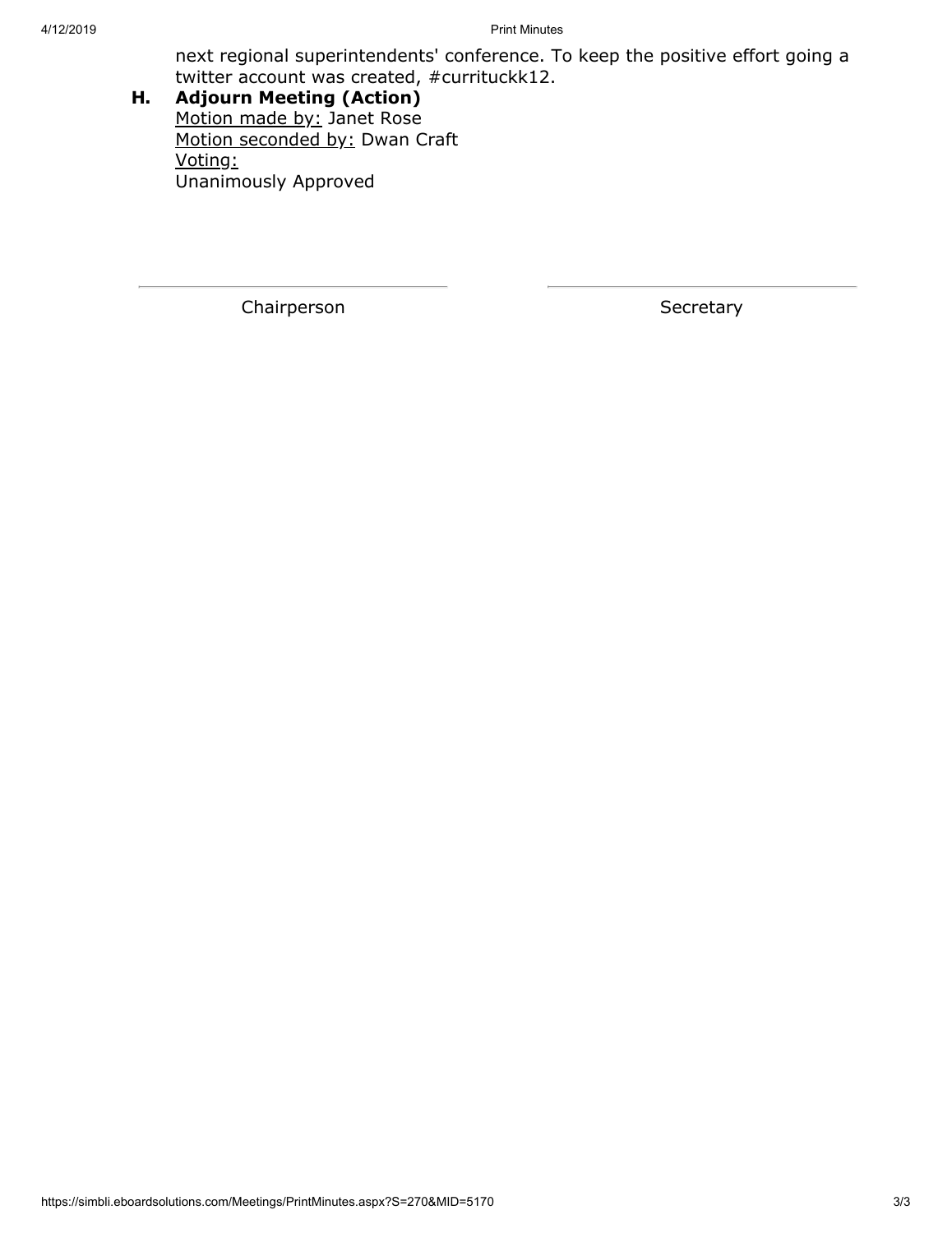next regional superintendents' conference. To keep the positive effort going a twitter account was created, #currituckk12.

**H. Adjourn Meeting (Action)**

Motion made by: Janet Rose
Motion seconded by: Dwan Craft
Voting:
Unanimously Approved

Chairperson

Secretary